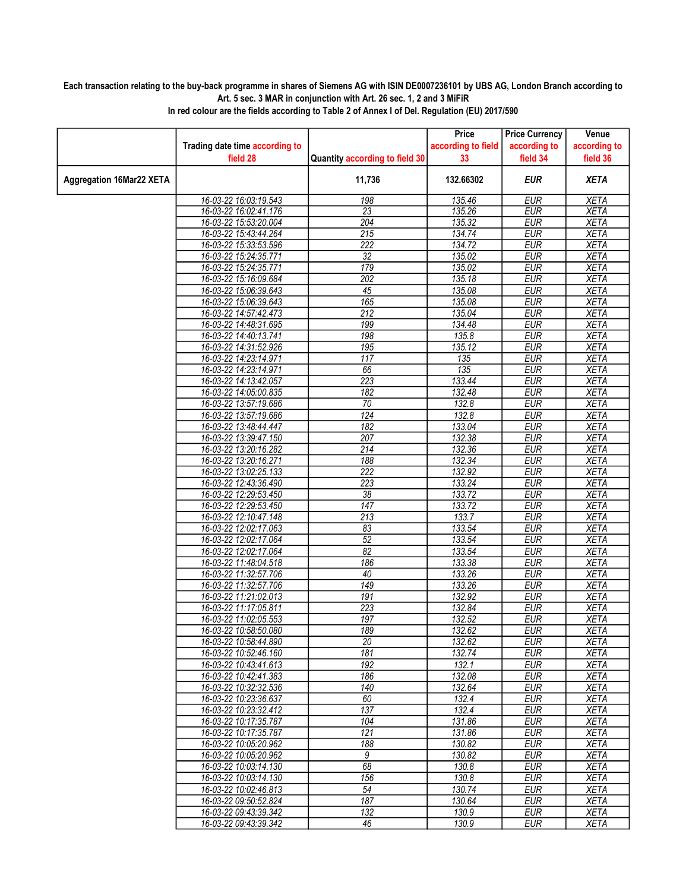**Each transaction relating to the buy-back programme in shares of Siemens AG with ISIN DE0007236101 by UBS AG, London Branch according to Art. 5 sec. 3 MAR in conjunction with Art. 26 sec. 1, 2 and 3 MiFiR**

**In red colour are the fields according to Table 2 of Annex I of Del. Regulation (EU) 2017/590**

| | Trading date time according to field 28 | Quantity according to field 30 | Price according to field 33 | Price Currency according to field 34 | Venue according to field 36 |
|---|---|---|---|---|---|
| **Aggregation 16Mar22 XETA** | | **11,736** | **132.66302** | ***EUR*** | ***XETA*** |
| | 16-03-22 16:03:19.543 | 198 | 135.46 | EUR | XETA |
| | 16-03-22 16:02:41.176 | 23 | 135.26 | EUR | XETA |
| | 16-03-22 15:53:20.004 | 204 | 135.32 | EUR | XETA |
| | 16-03-22 15:43:44.264 | 215 | 134.74 | EUR | XETA |
| | 16-03-22 15:33:53.596 | 222 | 134.72 | EUR | XETA |
| | 16-03-22 15:24:35.771 | 32 | 135.02 | EUR | XETA |
| | 16-03-22 15:24:35.771 | 179 | 135.02 | EUR | XETA |
| | 16-03-22 15:16:09.684 | 202 | 135.18 | EUR | XETA |
| | 16-03-22 15:06:39.643 | 45 | 135.08 | EUR | XETA |
| | 16-03-22 15:06:39.643 | 165 | 135.08 | EUR | XETA |
| | 16-03-22 14:57:42.473 | 212 | 135.04 | EUR | XETA |
| | 16-03-22 14:48:31.695 | 199 | 134.48 | EUR | XETA |
| | 16-03-22 14:40:13.741 | 198 | 135.8 | EUR | XETA |
| | 16-03-22 14:31:52.926 | 195 | 135.12 | EUR | XETA |
| | 16-03-22 14:23:14.971 | 117 | 135 | EUR | XETA |
| | 16-03-22 14:23:14.971 | 66 | 135 | EUR | XETA |
| | 16-03-22 14:13:42.057 | 223 | 133.44 | EUR | XETA |
| | 16-03-22 14:05:00.835 | 182 | 132.48 | EUR | XETA |
| | 16-03-22 13:57:19.686 | 70 | 132.8 | EUR | XETA |
| | 16-03-22 13:57:19.686 | 124 | 132.8 | EUR | XETA |
| | 16-03-22 13:48:44.447 | 182 | 133.04 | EUR | XETA |
| | 16-03-22 13:39:47.150 | 207 | 132.38 | EUR | XETA |
| | 16-03-22 13:20:16.282 | 214 | 132.36 | EUR | XETA |
| | 16-03-22 13:20:16.271 | 188 | 132.34 | EUR | XETA |
| | 16-03-22 13:02:25.133 | 222 | 132.92 | EUR | XETA |
| | 16-03-22 12:43:36.490 | 223 | 133.24 | EUR | XETA |
| | 16-03-22 12:29:53.450 | 38 | 133.72 | EUR | XETA |
| | 16-03-22 12:29:53.450 | 147 | 133.72 | EUR | XETA |
| | 16-03-22 12:10:47.148 | 213 | 133.7 | EUR | XETA |
| | 16-03-22 12:02:17.063 | 83 | 133.54 | EUR | XETA |
| | 16-03-22 12:02:17.064 | 52 | 133.54 | EUR | XETA |
| | 16-03-22 12:02:17.064 | 82 | 133.54 | EUR | XETA |
| | 16-03-22 11:48:04.518 | 186 | 133.38 | EUR | XETA |
| | 16-03-22 11:32:57.706 | 40 | 133.26 | EUR | XETA |
| | 16-03-22 11:32:57.706 | 149 | 133.26 | EUR | XETA |
| | 16-03-22 11:21:02.013 | 191 | 132.92 | EUR | XETA |
| | 16-03-22 11:17:05.811 | 223 | 132.84 | EUR | XETA |
| | 16-03-22 11:02:05.553 | 197 | 132.52 | EUR | XETA |
| | 16-03-22 10:58:50.080 | 189 | 132.62 | EUR | XETA |
| | 16-03-22 10:58:44.890 | 20 | 132.62 | EUR | XETA |
| | 16-03-22 10:52:46.160 | 181 | 132.74 | EUR | XETA |
| | 16-03-22 10:43:41.613 | 192 | 132.1 | EUR | XETA |
| | 16-03-22 10:42:41.383 | 186 | 132.08 | EUR | XETA |
| | 16-03-22 10:32:32.536 | 140 | 132.64 | EUR | XETA |
| | 16-03-22 10:23:36.637 | 60 | 132.4 | EUR | XETA |
| | 16-03-22 10:23:32.412 | 137 | 132.4 | EUR | XETA |
| | 16-03-22 10:17:35.787 | 104 | 131.86 | EUR | XETA |
| | 16-03-22 10:17:35.787 | 121 | 131.86 | EUR | XETA |
| | 16-03-22 10:05:20.962 | 188 | 130.82 | EUR | XETA |
| | 16-03-22 10:05:20.962 | 9 | 130.82 | EUR | XETA |
| | 16-03-22 10:03:14.130 | 68 | 130.8 | EUR | XETA |
| | 16-03-22 10:03:14.130 | 156 | 130.8 | EUR | XETA |
| | 16-03-22 10:02:46.813 | 54 | 130.74 | EUR | XETA |
| | 16-03-22 09:50:52.824 | 187 | 130.64 | EUR | XETA |
| | 16-03-22 09:43:39.342 | 132 | 130.9 | EUR | XETA |
| | 16-03-22 09:43:39.342 | 46 | 130.9 | EUR | XETA |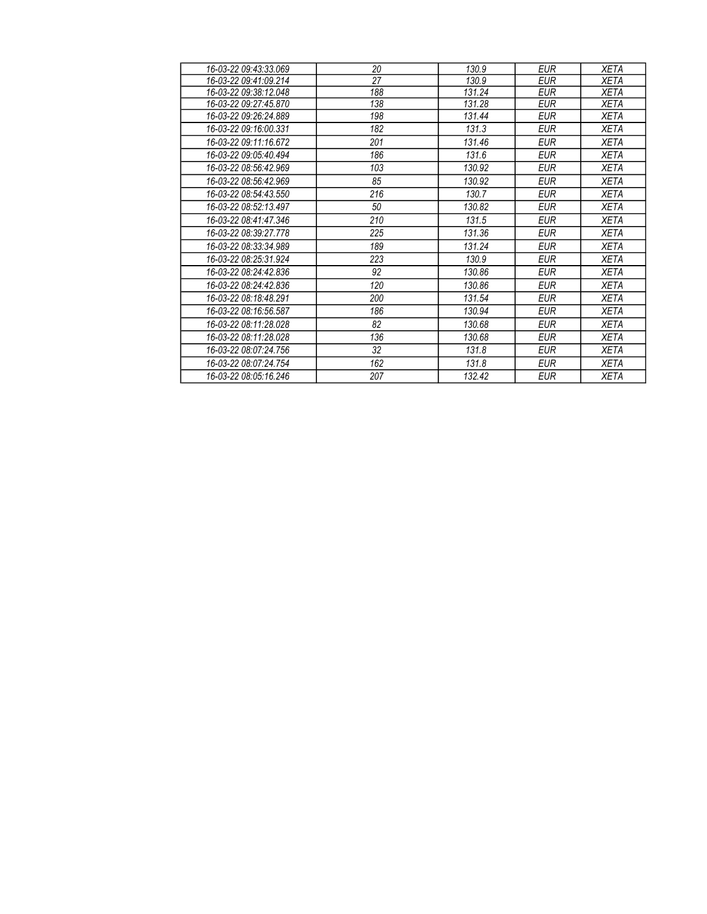| | | | | |
|---|---|---|---|---|
| *16-03-22 09:43:33.069* | *20* | *130.9* | *EUR* | *XETA* |
| *16-03-22 09:41:09.214* | *27* | *130.9* | *EUR* | *XETA* |
| *16-03-22 09:38:12.048* | *188* | *131.24* | *EUR* | *XETA* |
| *16-03-22 09:27:45.870* | *138* | *131.28* | *EUR* | *XETA* |
| *16-03-22 09:26:24.889* | *198* | *131.44* | *EUR* | *XETA* |
| *16-03-22 09:16:00.331* | *182* | *131.3* | *EUR* | *XETA* |
| *16-03-22 09:11:16.672* | *201* | *131.46* | *EUR* | *XETA* |
| *16-03-22 09:05:40.494* | *186* | *131.6* | *EUR* | *XETA* |
| *16-03-22 08:56:42.969* | *103* | *130.92* | *EUR* | *XETA* |
| *16-03-22 08:56:42.969* | *85* | *130.92* | *EUR* | *XETA* |
| *16-03-22 08:54:43.550* | *216* | *130.7* | *EUR* | *XETA* |
| *16-03-22 08:52:13.497* | *50* | *130.82* | *EUR* | *XETA* |
| *16-03-22 08:41:47.346* | *210* | *131.5* | *EUR* | *XETA* |
| *16-03-22 08:39:27.778* | *225* | *131.36* | *EUR* | *XETA* |
| *16-03-22 08:33:34.989* | *189* | *131.24* | *EUR* | *XETA* |
| *16-03-22 08:25:31.924* | *223* | *130.9* | *EUR* | *XETA* |
| *16-03-22 08:24:42.836* | *92* | *130.86* | *EUR* | *XETA* |
| *16-03-22 08:24:42.836* | *120* | *130.86* | *EUR* | *XETA* |
| *16-03-22 08:18:48.291* | *200* | *131.54* | *EUR* | *XETA* |
| *16-03-22 08:16:56.587* | *186* | *130.94* | *EUR* | *XETA* |
| *16-03-22 08:11:28.028* | *82* | *130.68* | *EUR* | *XETA* |
| *16-03-22 08:11:28.028* | *136* | *130.68* | *EUR* | *XETA* |
| *16-03-22 08:07:24.756* | *32* | *131.8* | *EUR* | *XETA* |
| *16-03-22 08:07:24.754* | *162* | *131.8* | *EUR* | *XETA* |
| *16-03-22 08:05:16.246* | *207* | *132.42* | *EUR* | *XETA* |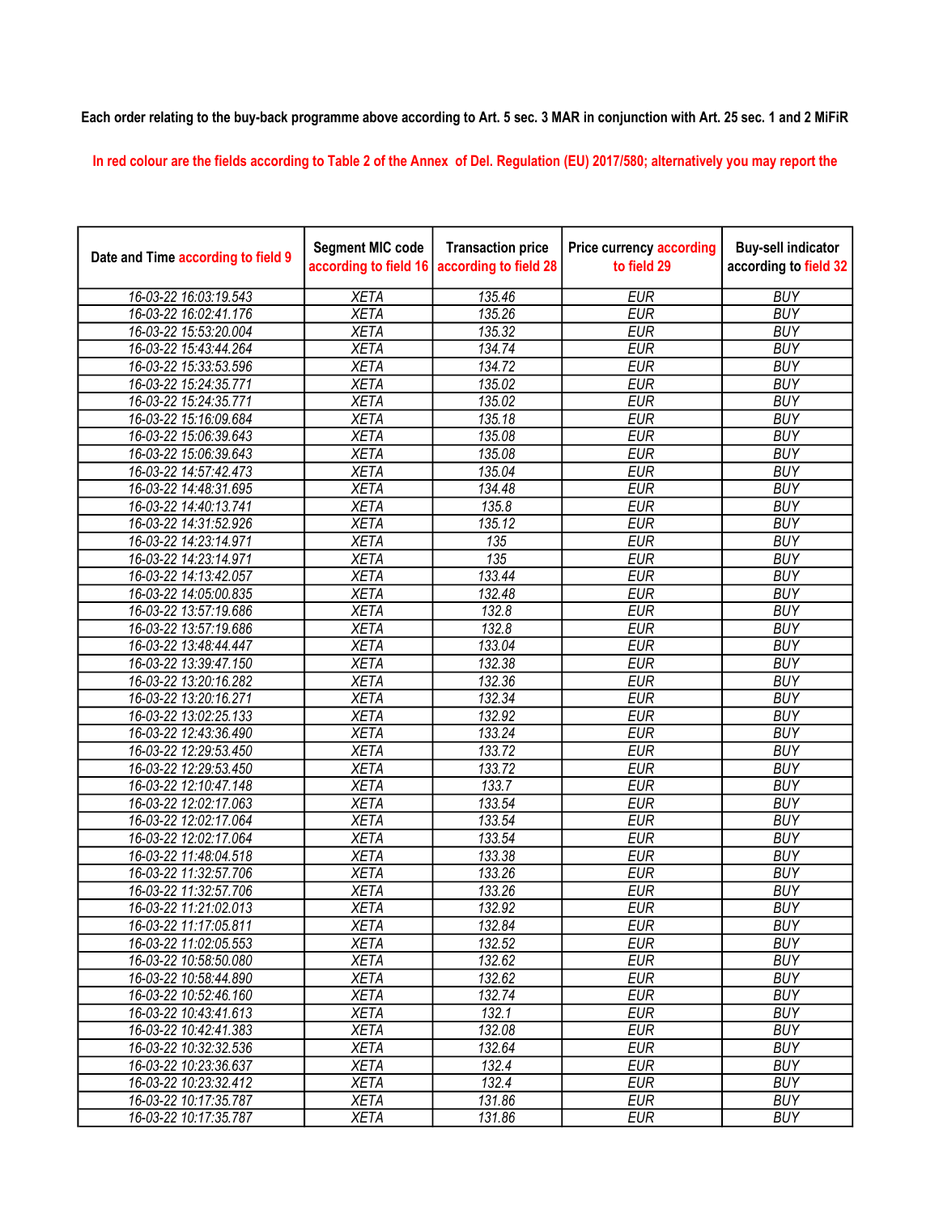Each order relating to the buy-back programme above according to Art. 5 sec. 3 MAR in conjunction with Art. 25 sec. 1 and 2 MiFiR

In red colour are the fields according to Table 2 of the Annex of Del. Regulation (EU) 2017/580; alternatively you may report the

| Date and Time according to field 9 | Segment MIC code according to field 16 | Transaction price according to field 28 | Price currency according to field 29 | Buy-sell indicator according to field 32 |
|---|---|---|---|---|
| 16-03-22 16:03:19.543 | XETA | 135.46 | EUR | BUY |
| 16-03-22 16:02:41.176 | XETA | 135.26 | EUR | BUY |
| 16-03-22 15:53:20.004 | XETA | 135.32 | EUR | BUY |
| 16-03-22 15:43:44.264 | XETA | 134.74 | EUR | BUY |
| 16-03-22 15:33:53.596 | XETA | 134.72 | EUR | BUY |
| 16-03-22 15:24:35.771 | XETA | 135.02 | EUR | BUY |
| 16-03-22 15:24:35.771 | XETA | 135.02 | EUR | BUY |
| 16-03-22 15:16:09.684 | XETA | 135.18 | EUR | BUY |
| 16-03-22 15:06:39.643 | XETA | 135.08 | EUR | BUY |
| 16-03-22 15:06:39.643 | XETA | 135.08 | EUR | BUY |
| 16-03-22 14:57:42.473 | XETA | 135.04 | EUR | BUY |
| 16-03-22 14:48:31.695 | XETA | 134.48 | EUR | BUY |
| 16-03-22 14:40:13.741 | XETA | 135.8 | EUR | BUY |
| 16-03-22 14:31:52.926 | XETA | 135.12 | EUR | BUY |
| 16-03-22 14:23:14.971 | XETA | 135 | EUR | BUY |
| 16-03-22 14:23:14.971 | XETA | 135 | EUR | BUY |
| 16-03-22 14:13:42.057 | XETA | 133.44 | EUR | BUY |
| 16-03-22 14:05:00.835 | XETA | 132.48 | EUR | BUY |
| 16-03-22 13:57:19.686 | XETA | 132.8 | EUR | BUY |
| 16-03-22 13:57:19.686 | XETA | 132.8 | EUR | BUY |
| 16-03-22 13:48:44.447 | XETA | 133.04 | EUR | BUY |
| 16-03-22 13:39:47.150 | XETA | 132.38 | EUR | BUY |
| 16-03-22 13:20:16.282 | XETA | 132.36 | EUR | BUY |
| 16-03-22 13:20:16.271 | XETA | 132.34 | EUR | BUY |
| 16-03-22 13:02:25.133 | XETA | 132.92 | EUR | BUY |
| 16-03-22 12:43:36.490 | XETA | 133.24 | EUR | BUY |
| 16-03-22 12:29:53.450 | XETA | 133.72 | EUR | BUY |
| 16-03-22 12:29:53.450 | XETA | 133.72 | EUR | BUY |
| 16-03-22 12:10:47.148 | XETA | 133.7 | EUR | BUY |
| 16-03-22 12:02:17.063 | XETA | 133.54 | EUR | BUY |
| 16-03-22 12:02:17.064 | XETA | 133.54 | EUR | BUY |
| 16-03-22 12:02:17.064 | XETA | 133.54 | EUR | BUY |
| 16-03-22 11:48:04.518 | XETA | 133.38 | EUR | BUY |
| 16-03-22 11:32:57.706 | XETA | 133.26 | EUR | BUY |
| 16-03-22 11:32:57.706 | XETA | 133.26 | EUR | BUY |
| 16-03-22 11:21:02.013 | XETA | 132.92 | EUR | BUY |
| 16-03-22 11:17:05.811 | XETA | 132.84 | EUR | BUY |
| 16-03-22 11:02:05.553 | XETA | 132.52 | EUR | BUY |
| 16-03-22 10:58:50.080 | XETA | 132.62 | EUR | BUY |
| 16-03-22 10:58:44.890 | XETA | 132.62 | EUR | BUY |
| 16-03-22 10:52:46.160 | XETA | 132.74 | EUR | BUY |
| 16-03-22 10:43:41.613 | XETA | 132.1 | EUR | BUY |
| 16-03-22 10:42:41.383 | XETA | 132.08 | EUR | BUY |
| 16-03-22 10:32:32.536 | XETA | 132.64 | EUR | BUY |
| 16-03-22 10:23:36.637 | XETA | 132.4 | EUR | BUY |
| 16-03-22 10:23:32.412 | XETA | 132.4 | EUR | BUY |
| 16-03-22 10:17:35.787 | XETA | 131.86 | EUR | BUY |
| 16-03-22 10:17:35.787 | XETA | 131.86 | EUR | BUY |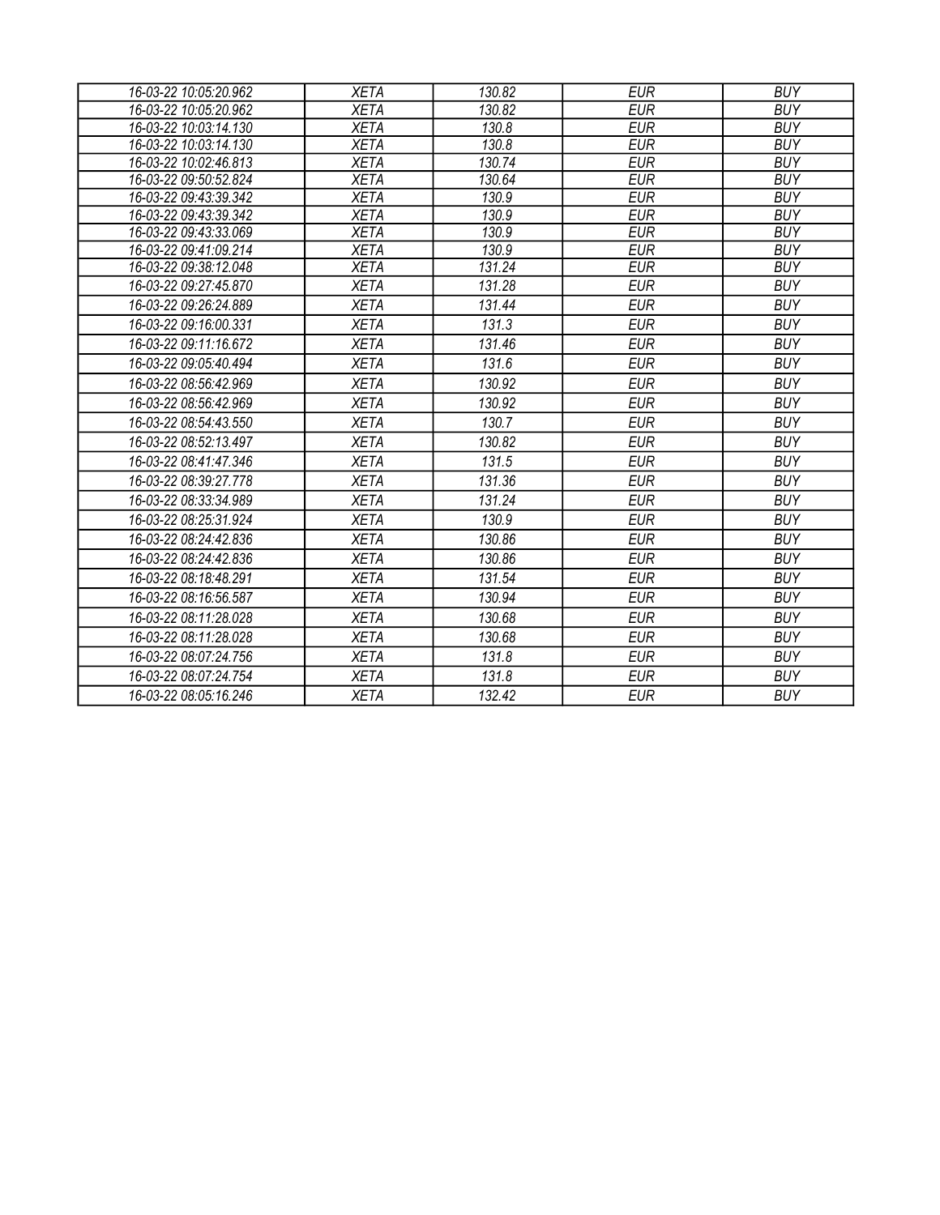| | | | | |
|---|---|---|---|---|
| *16-03-22 10:05:20.962* | *XETA* | *130.82* | *EUR* | *BUY* |
| *16-03-22 10:05:20.962* | *XETA* | *130.82* | *EUR* | *BUY* |
| *16-03-22 10:03:14.130* | *XETA* | *130.8* | *EUR* | *BUY* |
| *16-03-22 10:03:14.130* | *XETA* | *130.8* | *EUR* | *BUY* |
| *16-03-22 10:02:46.813* | *XETA* | *130.74* | *EUR* | *BUY* |
| *16-03-22 09:50:52.824* | *XETA* | *130.64* | *EUR* | *BUY* |
| *16-03-22 09:43:39.342* | *XETA* | *130.9* | *EUR* | *BUY* |
| *16-03-22 09:43:39.342* | *XETA* | *130.9* | *EUR* | *BUY* |
| *16-03-22 09:43:33.069* | *XETA* | *130.9* | *EUR* | *BUY* |
| *16-03-22 09:41:09.214* | *XETA* | *130.9* | *EUR* | *BUY* |
| *16-03-22 09:38:12.048* | *XETA* | *131.24* | *EUR* | *BUY* |
| *16-03-22 09:27:45.870* | *XETA* | *131.28* | *EUR* | *BUY* |
| *16-03-22 09:26:24.889* | *XETA* | *131.44* | *EUR* | *BUY* |
| *16-03-22 09:16:00.331* | *XETA* | *131.3* | *EUR* | *BUY* |
| *16-03-22 09:11:16.672* | *XETA* | *131.46* | *EUR* | *BUY* |
| *16-03-22 09:05:40.494* | *XETA* | *131.6* | *EUR* | *BUY* |
| *16-03-22 08:56:42.969* | *XETA* | *130.92* | *EUR* | *BUY* |
| *16-03-22 08:56:42.969* | *XETA* | *130.92* | *EUR* | *BUY* |
| *16-03-22 08:54:43.550* | *XETA* | *130.7* | *EUR* | *BUY* |
| *16-03-22 08:52:13.497* | *XETA* | *130.82* | *EUR* | *BUY* |
| *16-03-22 08:41:47.346* | *XETA* | *131.5* | *EUR* | *BUY* |
| *16-03-22 08:39:27.778* | *XETA* | *131.36* | *EUR* | *BUY* |
| *16-03-22 08:33:34.989* | *XETA* | *131.24* | *EUR* | *BUY* |
| *16-03-22 08:25:31.924* | *XETA* | *130.9* | *EUR* | *BUY* |
| *16-03-22 08:24:42.836* | *XETA* | *130.86* | *EUR* | *BUY* |
| *16-03-22 08:24:42.836* | *XETA* | *130.86* | *EUR* | *BUY* |
| *16-03-22 08:18:48.291* | *XETA* | *131.54* | *EUR* | *BUY* |
| *16-03-22 08:16:56.587* | *XETA* | *130.94* | *EUR* | *BUY* |
| *16-03-22 08:11:28.028* | *XETA* | *130.68* | *EUR* | *BUY* |
| *16-03-22 08:11:28.028* | *XETA* | *130.68* | *EUR* | *BUY* |
| *16-03-22 08:07:24.756* | *XETA* | *131.8* | *EUR* | *BUY* |
| *16-03-22 08:07:24.754* | *XETA* | *131.8* | *EUR* | *BUY* |
| *16-03-22 08:05:16.246* | *XETA* | *132.42* | *EUR* | *BUY* |